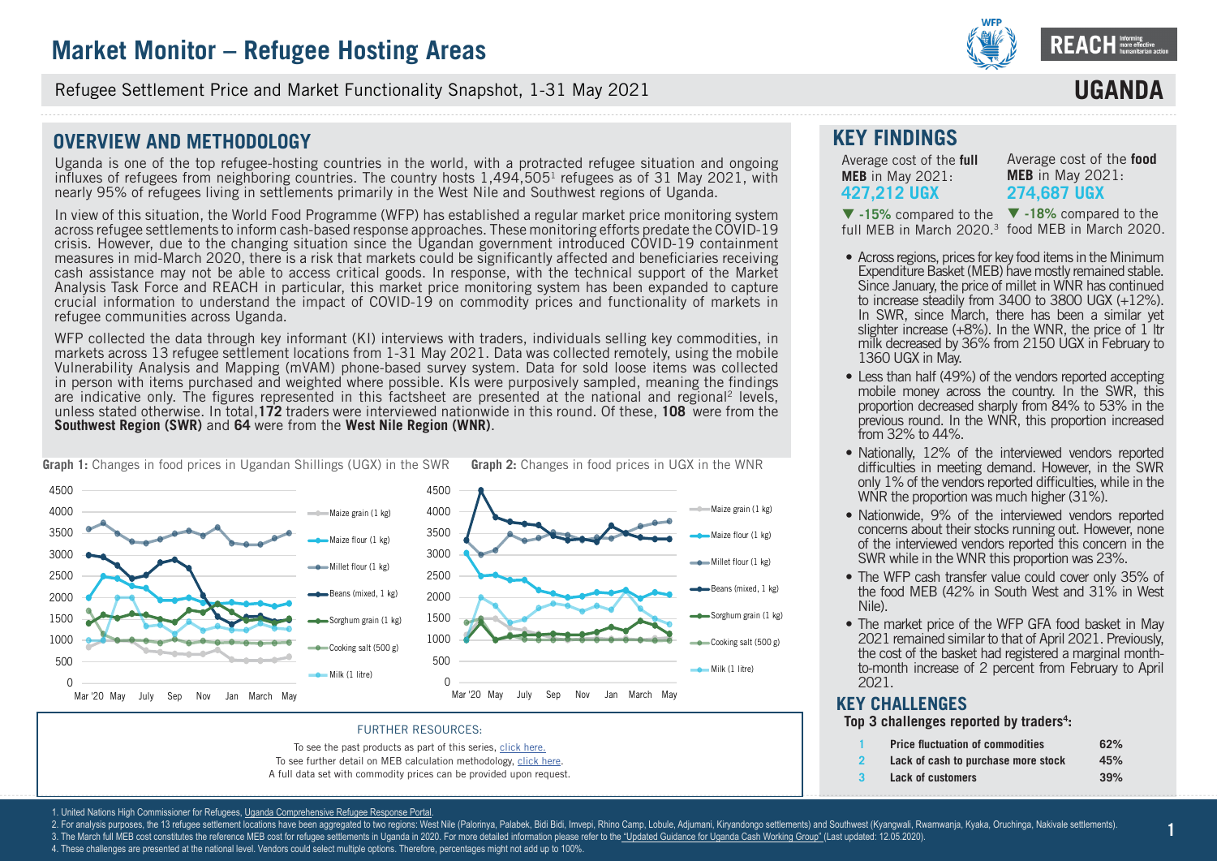# Market Monitor – Refugee Hosting Areas

Refugee Settlement Price and Market Functionality Snapshot, 1-31 May 2021

**UGANDA**

## OVERVIEW AND METHODOLOGY

Uganda is one of the top refugee-hosting countries in the world, with a protracted refugee situation and ongoing influxes of refugees from neighboring countries. The country hosts 1,494,505[1] refugees as of 31 May 2021, with nearly 95% of refugees living in settlements primarily in the West Nile and Southwest regions of Uganda.

In view of this situation, the World Food Programme (WFP) has established a regular market price monitoring system across refugee settlements to inform cash-based response approaches. These monitoring efforts predate the COVID-19 crisis. However, due to the changing situation since the Ugandan government introduced COVID-19 containment measures in mid-March 2020, there is a risk that markets could be significantly affected and beneficiaries receiving cash assistance may not be able to access critical goods. In response, with the technical support of the Market Analysis Task Force and REACH in particular, this market price monitoring system has been expanded to capture crucial information to understand the impact of COVID-19 on commodity prices and functionality of markets in refugee communities across Uganda.

WFP collected the data through key informant (KI) interviews with traders, individuals selling key commodities, in markets across 13 refugee settlement locations from 1-31 May 2021. Data was collected remotely, using the mobile Vulnerability Analysis and Mapping (mVAM) phone-based survey system. Data for sold loose items was collected in person with items purchased and weighted where possible. KIs were purposively sampled, meaning the findings are indicative only. The figures represented in this factsheet are presented at the national and regional[2] levels, unless stated otherwise. In total, **172** traders were interviewed nationwide in this round. Of these, **108** were from the **Southwest Region (SWR)** and **64** were from the **West Nile Region (WNR)**.

**Graph 1:** Changes in food prices in Ugandan Shillings (UGX) in the SWR

**Graph 2:** Changes in food prices in UGX in the WNR

FURTHER RESOURCES:

To see the past products as part of this series, click here.
To see further detail on MEB calculation methodology, click here.
A full data set with commodity prices can be provided upon request.

## KEY FINDINGS

Average cost of the **full MEB** in May 2021: **427,212 UGX**

▼ **-15%** compared to the full MEB in March 2020.[3]

Average cost of the **food MEB** in May 2021: **274,687 UGX**

▼ **-18%** compared to the food MEB in March 2020.

- Across regions, prices for key food items in the Minimum Expenditure Basket (MEB) have mostly remained stable. Since January, the price of millet in WNR has continued to increase steadily from 3400 to 3800 UGX (+12%). In SWR, since March, there has been a similar yet slighter increase (+8%). In the WNR, the price of 1 ltr milk decreased by 36% from 2150 UGX in February to 1360 UGX in May.
- Less than half (49%) of the vendors reported accepting mobile money across the country. In the SWR, this proportion decreased sharply from 84% to 53% in the previous round. In the WNR, this proportion increased from 32% to 44%.
- Nationally, 12% of the interviewed vendors reported difficulties in meeting demand. However, in the SWR only 1% of the vendors reported difficulties, while in the WNR the proportion was much higher (31%).
- Nationwide, 9% of the interviewed vendors reported concerns about their stocks running out. However, none of the interviewed vendors reported this concern in the SWR while in the WNR this proportion was 23%.
- The WFP cash transfer value could cover only 35% of the food MEB (42% in South West and 31% in West Nile).
- The market price of the WFP GFA food basket in May 2021 remained similar to that of April 2021. Previously, the cost of the basket had registered a marginal month-to-month increase of 2 percent from February to April 2021.

## KEY CHALLENGES

**Top 3 challenges reported by traders[4]:**

| | | |
|---|---|---|
| 1 | Price fluctuation of commodities | 62% |
| 2 | Lack of cash to purchase more stock | 45% |
| 3 | Lack of customers | 39% |

1. United Nations High Commissioner for Refugees, Uganda Comprehensive Refugee Response Portal.
2. For analysis purposes, the 13 refugee settlement locations have been aggregated to two regions: West Nile (Palorinya, Palabek, Bidi Bidi, Imvepi, Rhino Camp, Lobule, Adjumani, Kiryandongo settlements) and Southwest (Kyangwali, Rwamwanja, Kyaka, Oruchinga, Nakivale settlements).
3. The March full MEB cost constitutes the reference MEB cost for refugee settlements in Uganda in 2020. For more detailed information please refer to the "Updated Guidance for Uganda Cash Working Group" (Last updated: 12.05.2020).
4. These challenges are presented at the national level. Vendors could select multiple options. Therefore, percentages might not add up to 100%.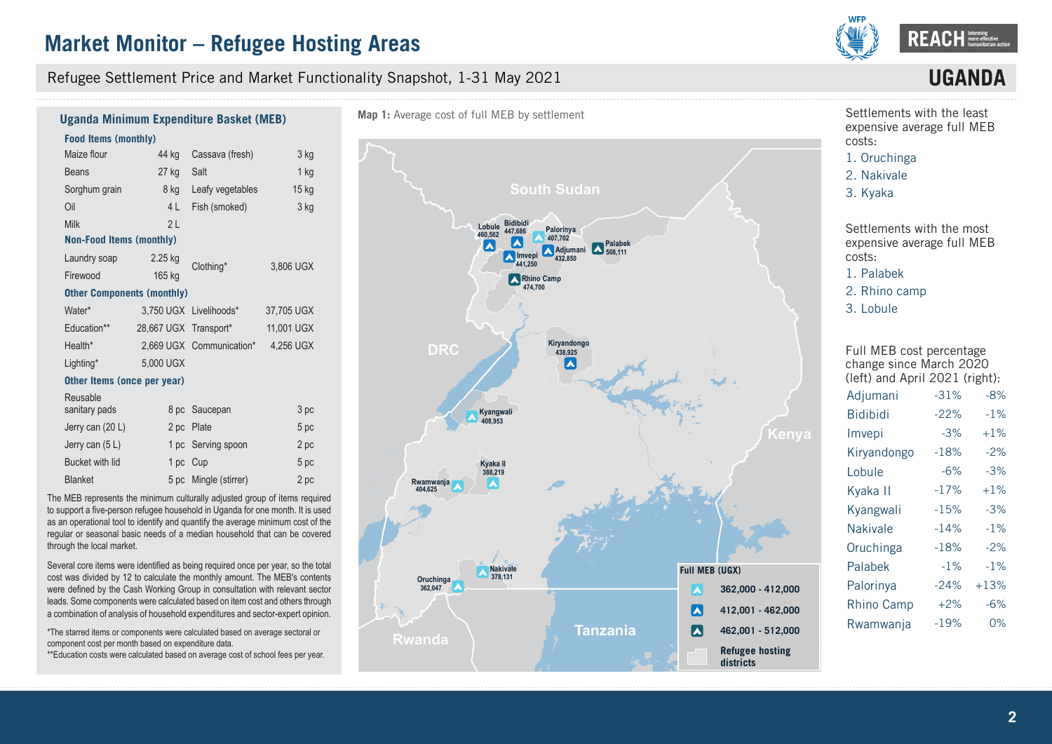# Market Monitor – Refugee Hosting Areas

Refugee Settlement Price and Market Functionality Snapshot, 1-31 May 2021

**UGANDA**

## Uganda Minimum Expenditure Basket (MEB)

| Food Items (monthly) | | | |
|---|---|---|---|
| Maize flour | 44 kg | Cassava (fresh) | 3 kg |
| Beans | 27 kg | Salt | 1 kg |
| Sorghum grain | 8 kg | Leafy vegetables | 15 kg |
| Oil | 4 L | Fish (smoked) | 3 kg |
| Milk | 2 L | | |
| **Non-Food Items (monthly)** | | | |
| Laundry soap | 2.25 kg | Clothing* | 3,806 UGX |
| Firewood | 165 kg | | |
| **Other Components (monthly)** | | | |
| Water* | 3,750 UGX | Livelihoods* | 37,705 UGX |
| Education** | 28,667 UGX | Transport* | 11,001 UGX |
| Health* | 2,669 UGX | Communication* | 4,256 UGX |
| Lighting* | 5,000 UGX | | |
| **Other Items (once per year)** | | | |
| Reusable sanitary pads | 8 pc | Saucepan | 3 pc |
| Jerry can (20 L) | 2 pc | Plate | 5 pc |
| Jerry can (5 L) | 1 pc | Serving spoon | 2 pc |
| Bucket with lid | 1 pc | Cup | 5 pc |
| Blanket | 5 pc | Mingle (stirrer) | 2 pc |

The MEB represents the minimum culturally adjusted group of items required to support a five-person refugee household in Uganda for one month. It is used as an operational tool to identify and quantify the average minimum cost of the regular or seasonal basic needs of a median household that can be covered through the local market.

Several core items were identified as being required once per year, so the total cost was divided by 12 to calculate the monthly amount. The MEB's contents were defined by the Cash Working Group in consultation with relevant sector leads. Some components were calculated based on item cost and others through a combination of analysis of household expenditures and sector-expert opinion.

*The starred items or components were calculated based on average sectoral or component cost per month based on expenditure data.
**Education costs were calculated based on average cost of school fees per year.

**Map 1:** Average cost of full MEB by settlement

| Settlement | Full MEB (UGX) |
|---|---|
| Lobule | 460,562 |
| Bidibidi | 447,686 |
| Palorinya | 407,702 |
| Imvepi | 441,250 |
| Adjumani | 432,850 |
| Palabek | 508,111 |
| Rhino Camp | 474,700 |
| Kiryandongo | 438,925 |
| Kyangwali | 408,953 |
| Kyaka II | 388,219 |
| Rwamwanja | 404,625 |
| Nakivale | 378,131 |
| Oruchinga | 362,047 |

Full MEB (UGX): 362,000 - 412,000; 412,001 - 462,000; 462,001 - 512,000; Refugee hosting districts

Settlements with the least expensive average full MEB costs:
1. Oruchinga
2. Nakivale
3. Kyaka

Settlements with the most expensive average full MEB costs:
1. Palabek
2. Rhino camp
3. Lobule

Full MEB cost percentage change since March 2020 (left) and April 2021 (right):

| Settlement | Since March 2020 | Since April 2021 |
|---|---|---|
| Adjumani | -31% | -8% |
| Bidibidi | -22% | -1% |
| Imvepi | -3% | +1% |
| Kiryandongo | -18% | -2% |
| Lobule | -6% | -3% |
| Kyaka II | -17% | +1% |
| Kyangwali | -15% | -3% |
| Nakivale | -14% | -1% |
| Oruchinga | -18% | -2% |
| Palabek | -1% | -1% |
| Palorinya | -24% | +13% |
| Rhino Camp | +2% | -6% |
| Rwamwanja | -19% | 0% |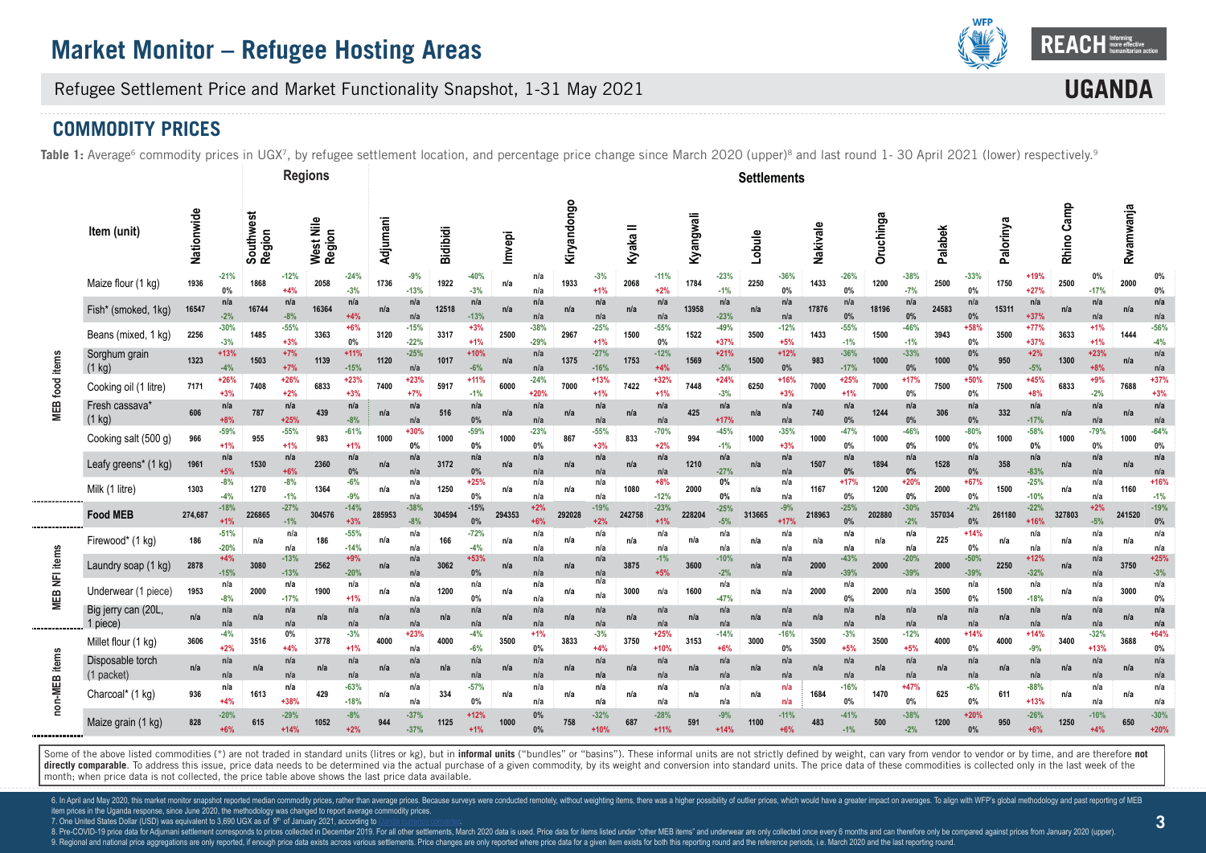# Market Monitor – Refugee Hosting Areas

Refugee Settlement Price and Market Functionality Snapshot, 1-31 May 2021

**UGANDA**

## COMMODITY PRICES

**Table 1:** Average[6] commodity prices in UGX[7], by refugee settlement location, and percentage price change since March 2020 (upper)[8] and last round 1- 30 April 2021 (lower) respectively.[9]

Percentage change cells are shown as "change since March 2020 / change since last round".

| | | | | Regions | | | | Settlements | | | | | | | | | | | | | | | | | | | | | | | | | |
|---|---|---|---|---|---|---|---|---|---|---|---|---|---|---|---|---|---|---|---|---|---|---|---|---|---|---|---|---|---|---|---|---|---|
| | **Item (unit)** | **Nationwide** | | **Southwest Region** | | **West Nile Region** | | **Adjumani** | | **Bidibidi** | | **Imvepi** | | **Kiryandongo** | | **Kyaka II** | | **Kyangwali** | | **Lobule** | | **Nakivale** | | **Oruchinga** | | **Palabek** | | **Palorinya** | | **Rhino Camp** | | **Rwamwanja** | |
| | | Price | Change | Price | Change | Price | Change | Price | Change | Price | Change | Price | Change | Price | Change | Price | Change | Price | Change | Price | Change | Price | Change | Price | Change | Price | Change | Price | Change | Price | Change | Price | Change |
| MEB food items | Maize flour (1 kg) | 1936 | -21% / 0% | 1868 | -12% / +4% | 2058 | -24% / -3% | 1736 | -9% / -13% | 1922 | -40% / -3% | n/a | n/a / n/a | 1933 | -3% / +1% | 2068 | -11% / +2% | 1784 | -23% / -1% | 2250 | -36% / 0% | 1433 | -26% / 0% | 1200 | -38% / -7% | 2500 | -33% / 0% | 1750 | +19% / +27% | 2500 | 0% / -17% | 2000 | 0% / 0% |
| MEB food items | Fish* (smoked, 1kg) | 16547 | n/a / -2% | 16744 | n/a / -8% | 16364 | n/a / +4% | n/a | n/a / n/a | 12518 | n/a / -13% | n/a | n/a / n/a | n/a | n/a / n/a | n/a | n/a / n/a | 13958 | n/a / -23% | n/a | n/a / n/a | 17876 | n/a / 0% | 18196 | n/a / 0% | 24583 | n/a / 0% | 15311 | n/a / +37% | n/a | n/a / n/a | n/a | n/a / n/a |
| MEB food items | Beans (mixed, 1 kg) | 2256 | -30% / -3% | 1485 | -55% / +3% | 3363 | +6% / 0% | 3120 | -15% / -22% | 3317 | +3% / +1% | 2500 | -38% / -29% | 2967 | -25% / +1% | 1500 | -55% / 0% | 1522 | -49% / +37% | 3500 | -12% / +5% | 1433 | -55% / -1% | 1500 | -46% / -1% | 3943 | +58% / 0% | 3500 | +77% / +37% | 3633 | +1% / +1% | 1444 | -56% / -4% |
| MEB food items | Sorghum grain (1 kg) | 1323 | +13% / -4% | 1503 | +7% / +7% | 1139 | +11% / -15% | 1120 | -25% / n/a | 1017 | +10% / -6% | n/a | n/a / n/a | 1375 | -27% / -16% | 1753 | -12% / +4% | 1569 | +21% / -5% | 1500 | +12% / 0% | 983 | -36% / -17% | 1000 | -33% / 0% | 1000 | 0% / 0% | 950 | +2% / -5% | 1300 | +23% / +8% | n/a | n/a / n/a |
| MEB food items | Cooking oil (1 litre) | 7171 | +26% / +3% | 7408 | +26% / +2% | 6833 | +23% / +3% | 7400 | +23% / +7% | 5917 | +11% / -1% | 6000 | -24% / +20% | 7000 | +13% / +1% | 7422 | +32% / +1% | 7448 | +24% / -3% | 6250 | +16% / +3% | 7000 | +25% / +1% | 7000 | +17% / 0% | 7500 | +50% / 0% | 7500 | +45% / +8% | 6833 | +9% / -2% | 7688 | +37% / +3% |
| MEB food items | Fresh cassava* (1 kg) | 606 | n/a / +8% | 787 | n/a / +25% | 439 | n/a / -8% | n/a | n/a / n/a | 516 | n/a / 0% | n/a | n/a / n/a | n/a | n/a / n/a | n/a | n/a / n/a | 425 | n/a / +17% | n/a | n/a / n/a | 740 | n/a / 0% | 1244 | n/a / 0% | 306 | n/a / 0% | 332 | n/a / -17% | n/a | n/a / n/a | n/a | n/a / n/a |
| MEB food items | Cooking salt (500 g) | 966 | -59% / +1% | 955 | -55% / +1% | 983 | -61% / +1% | 1000 | +30% / 0% | 1000 | -59% / 0% | 1000 | -23% / 0% | 867 | -55% / +3% | 833 | -70% / +2% | 994 | -45% / -1% | 1000 | -35% / +3% | 1000 | -47% / 0% | 1000 | -46% / 0% | 1000 | -80% / 0% | 1000 | -58% / 0% | 1000 | -79% / 0% | 1000 | -64% / 0% |
| MEB food items | Leafy greens* (1 kg) | 1961 | n/a / +5% | 1530 | n/a / +6% | 2360 | n/a / 0% | n/a | n/a / n/a | 3172 | n/a / 0% | n/a | n/a / n/a | n/a | n/a / n/a | n/a | n/a / n/a | 1210 | n/a / -27% | n/a | n/a / n/a | 1507 | n/a / 0% | 1894 | n/a / 0% | 1528 | n/a / 0% | 358 | n/a / -83% | n/a | n/a / n/a | n/a | n/a / n/a |
| MEB food items | Milk (1 litre) | 1303 | -8% / -4% | 1270 | -8% / -1% | 1364 | -6% / -9% | n/a | n/a / n/a | 1250 | +25% / 0% | n/a | n/a / n/a | n/a | n/a / n/a | 1080 | +8% / -12% | 2000 | 0% / 0% | n/a | n/a / n/a | 1167 | +17% / 0% | 1200 | +20% / 0% | 2000 | +67% / 0% | 1500 | -25% / -10% | n/a | n/a / n/a | 1160 | +16% / -1% |
| | **Food MEB** | 274,687 | -18% / +1% | 226865 | -27% / -1% | 304576 | -14% / +3% | 285953 | -38% / -8% | 304594 | -15% / 0% | 294353 | +2% / +6% | 292028 | -19% / +2% | 242758 | -23% / +1% | 228204 | -25% / -5% | 313665 | -9% / +17% | 218963 | -25% / 0% | 202880 | -30% / -2% | 357034 | -2% / 0% | 261180 | -22% / +16% | 327803 | +2% / -5% | 241520 | -19% / 0% |
| MEB NFI items | Firewood* (1 kg) | 186 | -51% / -20% | n/a | n/a / n/a | 186 | -55% / -14% | n/a | n/a / n/a | 166 | -72% / -4% | n/a | n/a / n/a | n/a | n/a / n/a | n/a | n/a / n/a | n/a | n/a / n/a | n/a | n/a / n/a | n/a | n/a / n/a | n/a | n/a / n/a | 225 | +14% / 0% | n/a | n/a / n/a | n/a | n/a / n/a | n/a | n/a / n/a |
| MEB NFI items | Laundry soap (1 kg) | 2878 | +4% / -15% | 3080 | -13% / -13% | 2562 | +9% / -20% | n/a | n/a / n/a | 3062 | +53% / 0% | n/a | n/a / n/a | n/a | n/a / n/a | 3875 | -1% / +5% | 3600 | -10% / -2% | n/a | n/a / n/a | 2000 | -43% / -39% | 2000 | -20% / -39% | 2000 | -50% / -39% | 2250 | +12% / -32% | n/a | n/a / n/a | 3750 | +25% / -3% |
| MEB NFI items | Underwear (1 piece) | 1953 | n/a / -8% | 2000 | n/a / -17% | 1900 | n/a / +1% | n/a | n/a / n/a | 1200 | n/a / 0% | n/a | n/a / n/a | n/a | n/a / n/a | 3000 | n/a | 1600 | n/a / -47% | n/a | n/a / n/a | 2000 | n/a / 0% | 2000 | n/a | 3500 | n/a / 0% | 1500 | n/a / -18% | n/a | n/a / n/a | 3000 | n/a / 0% |
| MEB NFI items | Big jerry can (20L, 1 piece) | n/a | n/a / n/a | n/a | n/a / n/a | n/a | n/a / n/a | n/a | n/a / n/a | n/a | n/a / n/a | n/a | n/a / n/a | n/a | n/a / n/a | n/a | n/a / n/a | n/a | n/a / n/a | n/a | n/a / n/a | n/a | n/a / n/a | n/a | n/a / n/a | n/a | n/a / n/a | n/a | n/a / n/a | n/a | n/a / n/a | n/a | n/a / n/a |
| non-MEB items | Millet flour (1 kg) | 3606 | -4% / +2% | 3516 | 0% / +4% | 3778 | -3% / +1% | 4000 | +23% / n/a | 4000 | -4% / -6% | 3500 | +1% / 0% | 3833 | -3% / +4% | 3750 | +25% / +10% | 3153 | -14% / +6% | 3000 | -16% / 0% | 3500 | -3% / +5% | 3500 | -12% / +5% | 4000 | +14% / 0% | 4000 | +14% / -9% | 3400 | -32% / +13% | 3688 | +64% / 0% |
| non-MEB items | Disposable torch (1 packet) | n/a | n/a / n/a | n/a | n/a / n/a | n/a | n/a / n/a | n/a | n/a / n/a | n/a | n/a / n/a | n/a | n/a / n/a | n/a | n/a / n/a | n/a | n/a / n/a | n/a | n/a / n/a | n/a | n/a / n/a | n/a | n/a / n/a | n/a | n/a / n/a | n/a | n/a / n/a | n/a | n/a / n/a | n/a | n/a / n/a | n/a | n/a / n/a |
| non-MEB items | Charcoal* (1 kg) | 936 | n/a / +4% | 1613 | n/a / +38% | 429 | -63% / -18% | n/a | n/a / n/a | 334 | -57% / 0% | n/a | n/a / n/a | n/a | n/a / n/a | n/a | n/a / n/a | n/a | n/a / n/a | n/a | n/a / n/a | 1684 | -16% / 0% | 1470 | +47% / 0% | 625 | -6% / 0% | 611 | -88% / +13% | n/a | n/a / n/a | n/a | n/a / n/a |
| non-MEB items | Maize grain (1 kg) | 828 | -20% / +6% | 615 | -29% / +14% | 1052 | -8% / +2% | 944 | -37% / -37% | 1125 | +12% / +1% | 1000 | 0% / 0% | 758 | -32% / +10% | 687 | -28% / +11% | 591 | -9% / +14% | 1100 | -11% / +6% | 483 | -41% / -1% | 500 | -38% / -2% | 1200 | +20% / 0% | 950 | -26% / +6% | 1250 | -10% / +4% | 650 | -30% / +20% |

Some of the above listed commodities (*) are not traded in standard units (litres or kg), but in **informal units** ("bundles" or "basins"). These informal units are not strictly defined by weight, can vary from vendor to vendor or by time, and are therefore **not directly comparable**. To address this issue, price data needs to be determined via the actual purchase of a given commodity, by its weight and conversion into standard units. The price data of these commodities is collected only in the last week of the month; when price data is not collected, the price table above shows the last price data available.

6. In April and May 2020, this market monitor snapshot reported median commodity prices, rather than average prices. Because surveys were conducted remotely, without weighting items, there was a higher possibility of outlier prices, which would have a greater impact on averages. To align with WFP's global methodology and past reporting of MEB item prices in the Uganda response, since June 2020, the methodology was changed to report average commodity prices.
7. One United States Dollar (USD) was equivalent to 3,690 UGX as of 9th of January 2021, according to
8. Pre-COVID-19 price data for Adjumani settlement corresponds to prices collected in December 2019. For all other settlements, March 2020 data is used. Price data for items listed under "other MEB items" and underwear are only collected once every 6 months and can therefore only be compared against prices from January 2020 (upper).
9. Regional and national price aggregations are only reported, if enough price data exists across various settlements. Price changes are only reported where price data for a given item exists for both this reporting round and the reference periods, i.e. March 2020 and the last reporting round.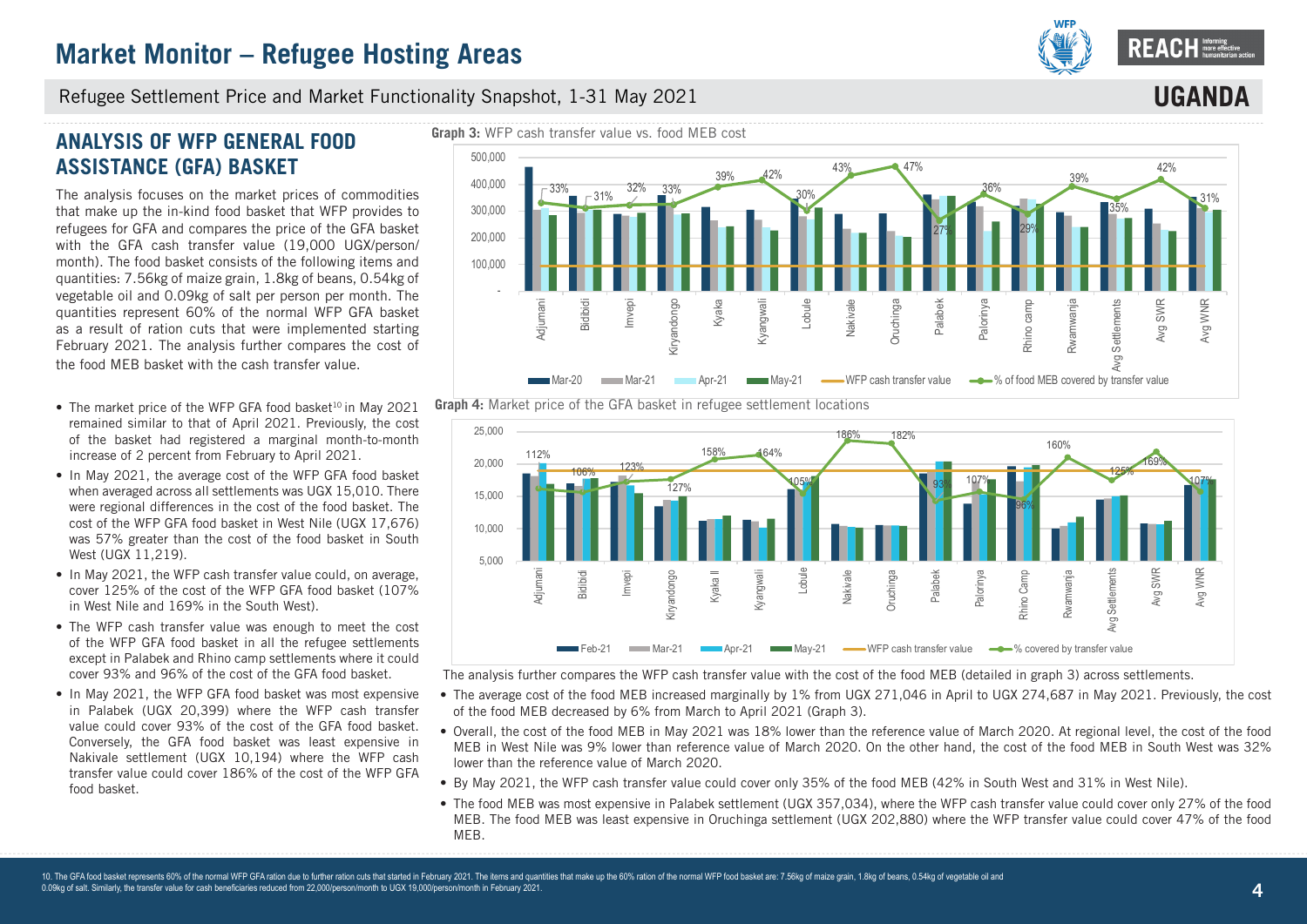# Market Monitor – Refugee Hosting Areas

Refugee Settlement Price and Market Functionality Snapshot, 1-31 May 2021

**UGANDA**

## ANALYSIS OF WFP GENERAL FOOD ASSISTANCE (GFA) BASKET

The analysis focuses on the market prices of commodities that make up the in-kind food basket that WFP provides to refugees for GFA and compares the price of the GFA basket with the GFA cash transfer value (19,000 UGX/person/month). The food basket consists of the following items and quantities: 7.56kg of maize grain, 1.8kg of beans, 0.54kg of vegetable oil and 0.09kg of salt per person per month. The quantities represent 60% of the normal WFP GFA basket as a result of ration cuts that were implemented starting February 2021. The analysis further compares the cost of the food MEB basket with the cash transfer value.

- The market price of the WFP GFA food basket[10] in May 2021 remained similar to that of April 2021. Previously, the cost of the basket had registered a marginal month-to-month increase of 2 percent from February to April 2021.
- In May 2021, the average cost of the WFP GFA food basket when averaged across all settlements was UGX 15,010. There were regional differences in the cost of the food basket. The cost of the WFP GFA food basket in West Nile (UGX 17,676) was 57% greater than the cost of the food basket in South West (UGX 11,219).
- In May 2021, the WFP cash transfer value could, on average, cover 125% of the cost of the WFP GFA food basket (107% in West Nile and 169% in the South West).
- The WFP cash transfer value was enough to meet the cost of the WFP GFA food basket in all the refugee settlements except in Palabek and Rhino camp settlements where it could cover 93% and 96% of the cost of the GFA food basket.
- In May 2021, the WFP GFA food basket was most expensive in Palabek (UGX 20,399) where the WFP cash transfer value could cover 93% of the cost of the GFA food basket. Conversely, the GFA food basket was least expensive in Nakivale settlement (UGX 10,194) where the WFP cash transfer value could cover 186% of the cost of the WFP GFA food basket.

**Graph 3:** WFP cash transfer value vs. food MEB cost

**Graph 4:** Market price of the GFA basket in refugee settlement locations

The analysis further compares the WFP cash transfer value with the cost of the food MEB (detailed in graph 3) across settlements.

- The average cost of the food MEB increased marginally by 1% from UGX 271,046 in April to UGX 274,687 in May 2021. Previously, the cost of the food MEB decreased by 6% from March to April 2021 (Graph 3).
- Overall, the cost of the food MEB in May 2021 was 18% lower than the reference value of March 2020. At regional level, the cost of the food MEB in West Nile was 9% lower than reference value of March 2020. On the other hand, the cost of the food MEB in South West was 32% lower than the reference value of March 2020.
- By May 2021, the WFP cash transfer value could cover only 35% of the food MEB (42% in South West and 31% in West Nile).
- The food MEB was most expensive in Palabek settlement (UGX 357,034), where the WFP cash transfer value could cover only 27% of the food MEB. The food MEB was least expensive in Oruchinga settlement (UGX 202,880) where the WFP transfer value could cover 47% of the food MEB.

10. The GFA food basket represents 60% of the normal WFP GFA ration due to further ration cuts that started in February 2021. The items and quantities that make up the 60% ration of the normal WFP food basket are: 7.56kg of maize grain, 1.8kg of beans, 0.54kg of vegetable oil and 0.09kg of salt. Similarly, the transfer value for cash beneficiaries reduced from 22,000/person/month to UGX 19,000/person/month in February 2021.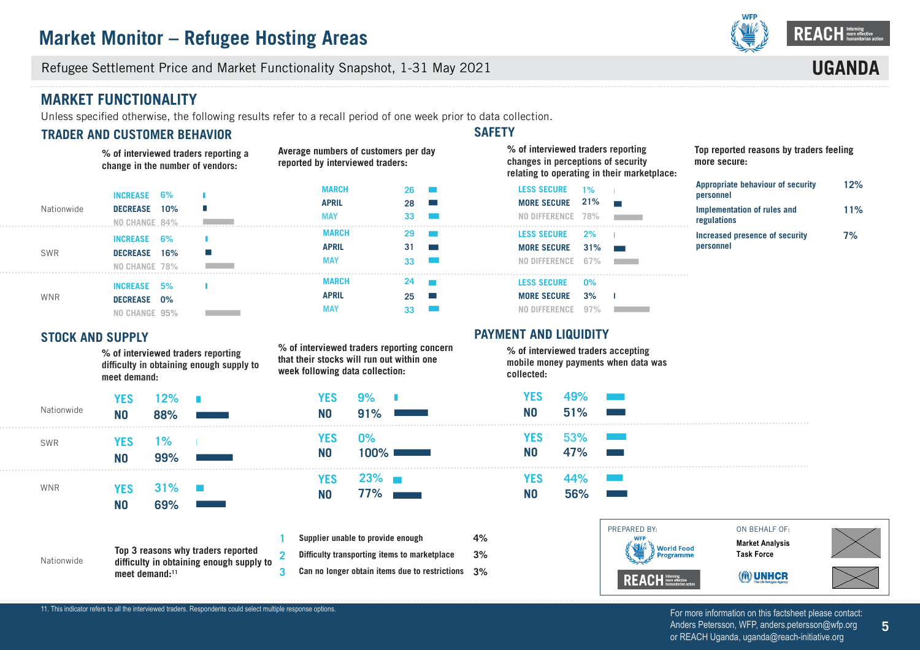# Market Monitor – Refugee Hosting Areas

Refugee Settlement Price and Market Functionality Snapshot, 1-31 May 2021

**UGANDA**

## MARKET FUNCTIONALITY

Unless specified otherwise, the following results refer to a recall period of one week prior to data collection.

### TRADER AND CUSTOMER BEHAVIOR

**% of interviewed traders reporting a change in the number of vendors:**

Nationwide
INCREASE 6%
DECREASE 10%
NO CHANGE 84%

SWR
INCREASE 6%
DECREASE 16%
NO CHANGE 78%

WNR
INCREASE 5%
DECREASE 0%
NO CHANGE 95%

**Average numbers of customers per day reported by interviewed traders:**

Nationwide
MARCH 26
APRIL 28
MAY 33

SWR
MARCH 29
APRIL 31
MAY 33

WNR
MARCH 24
APRIL 25
MAY 33

### SAFETY

**% of interviewed traders reporting changes in perceptions of security relating to operating in their marketplace:**

Nationwide
LESS SECURE 1%
MORE SECURE 21%
NO DIFFERENCE 78%

SWR
LESS SECURE 2%
MORE SECURE 31%
NO DIFFERENCE 67%

WNR
LESS SECURE 0%
MORE SECURE 3%
NO DIFFERENCE 97%

**Top reported reasons by traders feeling more secure:**

| | |
|---|---|
| Appropriate behaviour of security personnel | 12% |
| Implementation of rules and regulations | 11% |
| Increased presence of security personnel | 7% |

### STOCK AND SUPPLY

**% of interviewed traders reporting difficulty in obtaining enough supply to meet demand:**

Nationwide
YES 12%
NO 88%

SWR
YES 1%
NO 99%

WNR
YES 31%
NO 69%

**% of interviewed traders reporting concern that their stocks will run out within one week following data collection:**

Nationwide
YES 9%
NO 91%

SWR
YES 0%
NO 100%

WNR
YES 23%
NO 77%

**Top 3 reasons why traders reported difficulty in obtaining enough supply to meet demand:[11]** (Nationwide)

| | | |
|---|---|---|
| 1 | Supplier unable to provide enough | 4% |
| 2 | Difficulty transporting items to marketplace | 3% |
| 3 | Can no longer obtain items due to restrictions | 3% |

### PAYMENT AND LIQUIDITY

**% of interviewed traders accepting mobile money payments when data was collected:**

Nationwide
YES 49%
NO 51%

SWR
YES 53%
NO 47%

WNR
YES 44%
NO 56%

PREPARED BY: WFP World Food Programme, REACH Informing more effective humanitarian action

ON BEHALF OF: Market Analysis Task Force, UNHCR The UN Refugee Agency

11. This indicator refers to all the interviewed traders. Respondents could select multiple response options.

For more information on this factsheet please contact: Anders Petersson, WFP, anders.petersson@wfp.org or REACH Uganda, uganda@reach-initiative.org